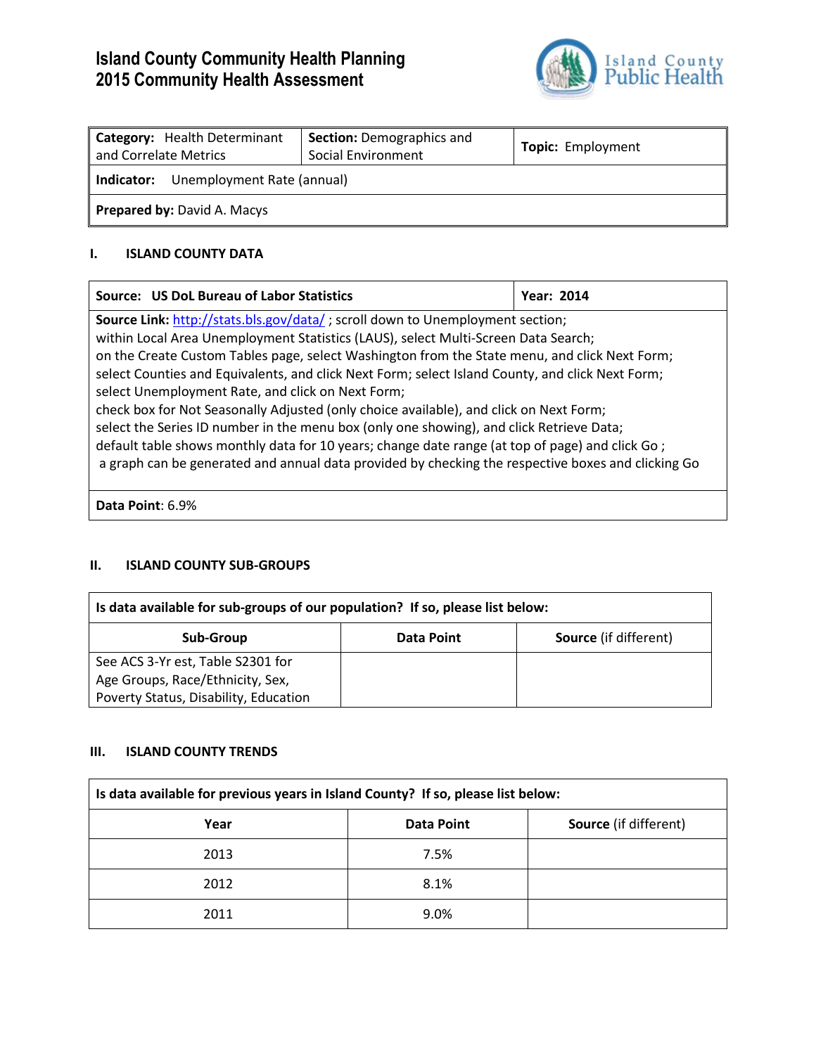# Island County Community Health Planning
# 2015 Community Health Assessment

Island County Public Health

| **Category:** Health Determinant and Correlate Metrics | **Section:** Demographics and Social Environment | **Topic:** Employment |
|---|---|---|
| **Indicator:** Unemployment Rate (annual) | | |
| **Prepared by:** David A. Macys | | |

## I. ISLAND COUNTY DATA

| **Source: US DoL Bureau of Labor Statistics** | **Year: 2014** |
|---|---|
| **Source Link:** http://stats.bls.gov/data/ ; scroll down to Unemployment section; within Local Area Unemployment Statistics (LAUS), select Multi-Screen Data Search; on the Create Custom Tables page, select Washington from the State menu, and click Next Form; select Counties and Equivalents, and click Next Form; select Island County, and click Next Form; select Unemployment Rate, and click on Next Form; check box for Not Seasonally Adjusted (only choice available), and click on Next Form; select the Series ID number in the menu box (only one showing), and click Retrieve Data; default table shows monthly data for 10 years; change date range (at top of page) and click Go ; a graph can be generated and annual data provided by checking the respective boxes and clicking Go | |
| **Data Point**: 6.9% | |

## II. ISLAND COUNTY SUB-GROUPS

**Is data available for sub-groups of our population? If so, please list below:**

| Sub-Group | Data Point | Source (if different) |
|---|---|---|
| See ACS 3-Yr est, Table S2301 for Age Groups, Race/Ethnicity, Sex, Poverty Status, Disability, Education | | |

## III. ISLAND COUNTY TRENDS

**Is data available for previous years in Island County? If so, please list below:**

| Year | Data Point | Source (if different) |
|---|---|---|
| 2013 | 7.5% | |
| 2012 | 8.1% | |
| 2011 | 9.0% | |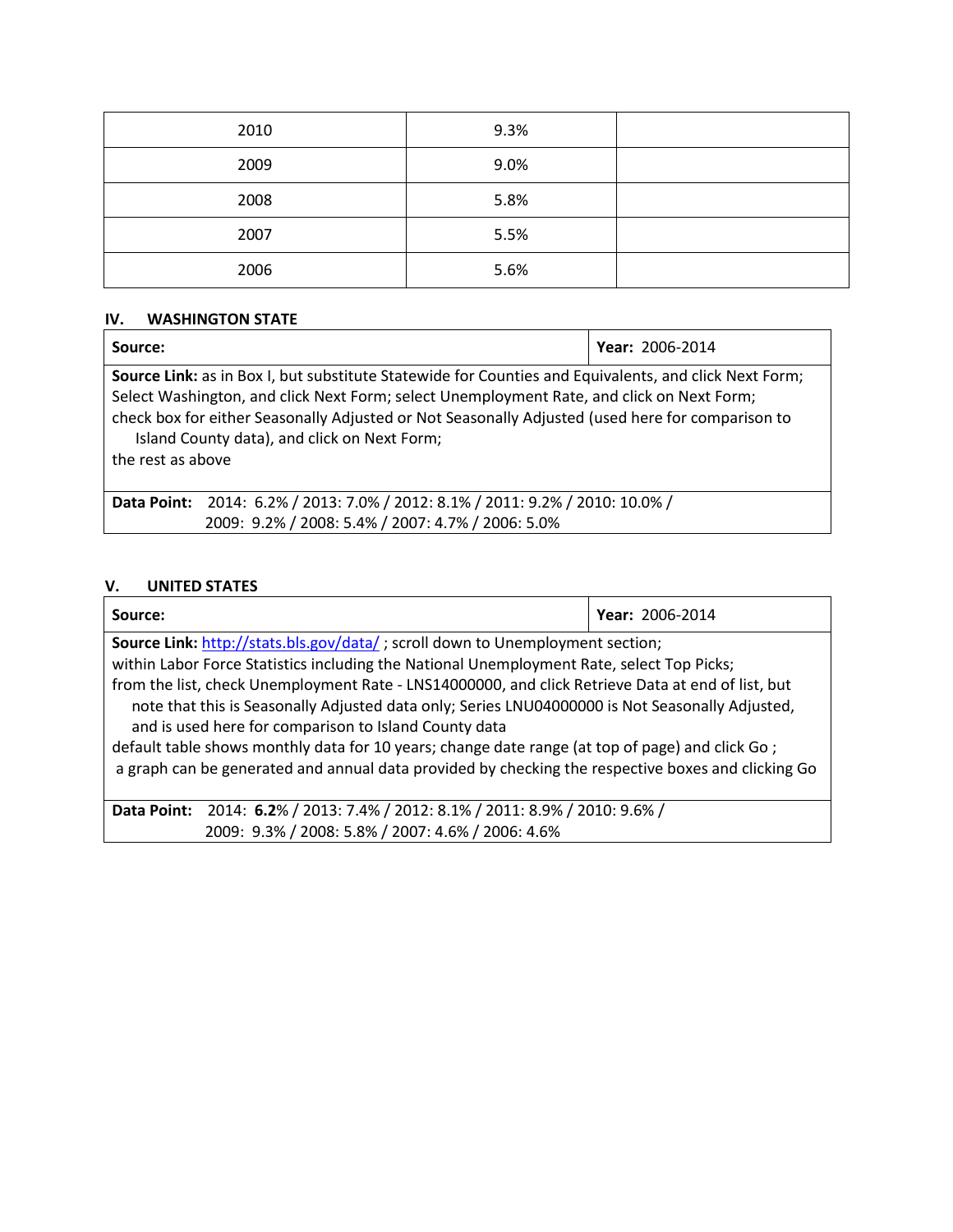| 2010 | 9.3% | |
|---|---|---|
| 2009 | 9.0% | |
| 2008 | 5.8% | |
| 2007 | 5.5% | |
| 2006 | 5.6% | |

## IV. WASHINGTON STATE

| **Source:** | **Year:** 2006-2014 |
|---|---|
| **Source Link:** as in Box I, but substitute Statewide for Counties and Equivalents, and click Next Form; Select Washington, and click Next Form; select Unemployment Rate, and click on Next Form; check box for either Seasonally Adjusted or Not Seasonally Adjusted (used here for comparison to Island County data), and click on Next Form; the rest as above | |
| **Data Point:** 2014: 6.2% / 2013: 7.0% / 2012: 8.1% / 2011: 9.2% / 2010: 10.0% / 2009: 9.2% / 2008: 5.4% / 2007: 4.7% / 2006: 5.0% | |

## V. UNITED STATES

| **Source:** | **Year:** 2006-2014 |
|---|---|
| **Source Link:** http://stats.bls.gov/data/ ; scroll down to Unemployment section; within Labor Force Statistics including the National Unemployment Rate, select Top Picks; from the list, check Unemployment Rate - LNS14000000, and click Retrieve Data at end of list, but note that this is Seasonally Adjusted data only; Series LNU04000000 is Not Seasonally Adjusted, and is used here for comparison to Island County data default table shows monthly data for 10 years; change date range (at top of page) and click Go ; a graph can be generated and annual data provided by checking the respective boxes and clicking Go | |
| **Data Point:** 2014: **6.2**% / 2013: 7.4% / 2012: 8.1% / 2011: 8.9% / 2010: 9.6% / 2009: 9.3% / 2008: 5.8% / 2007: 4.6% / 2006: 4.6% | |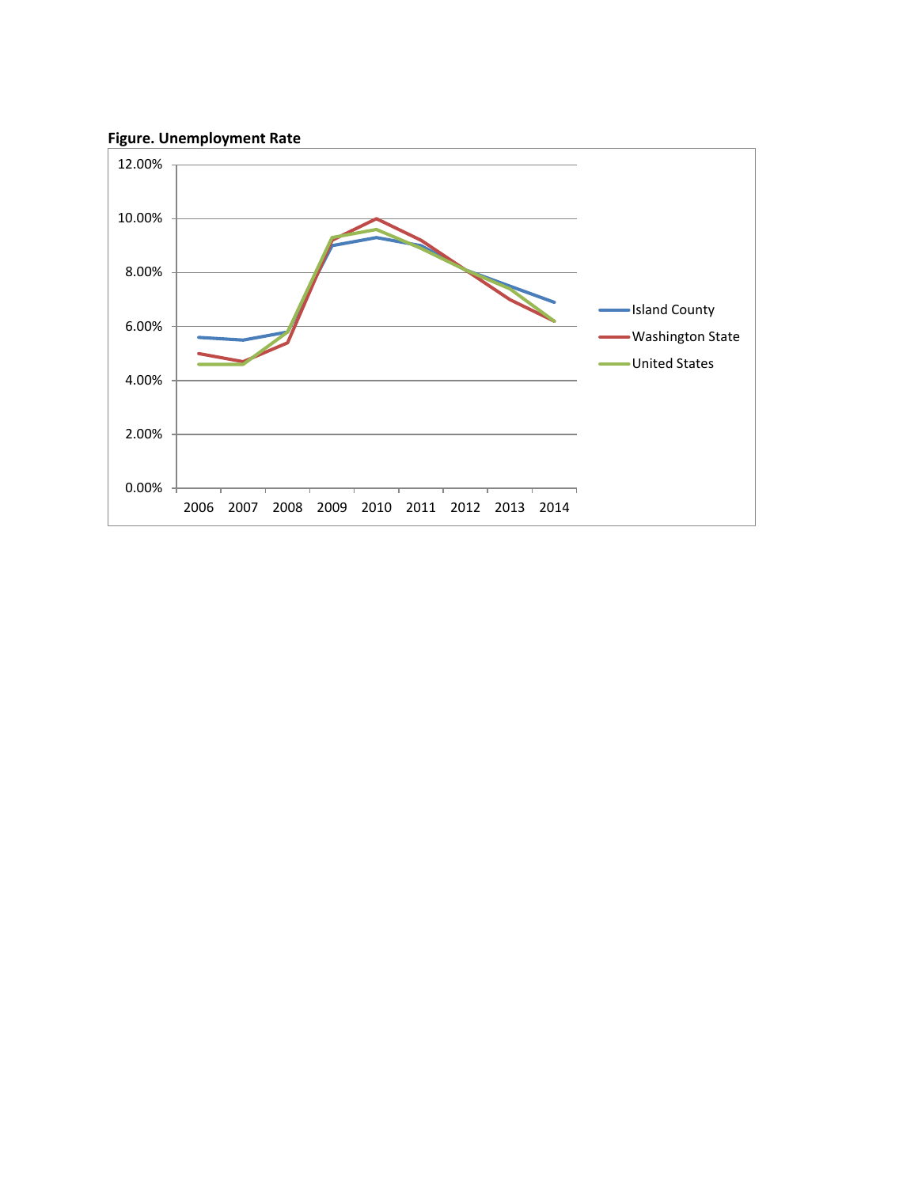**Figure. Unemployment Rate**

12.00%
10.00%
8.00%
6.00%
4.00%
2.00%
0.00%

2006 2007 2008 2009 2010 2011 2012 2013 2014

Island County
Washington State
United States